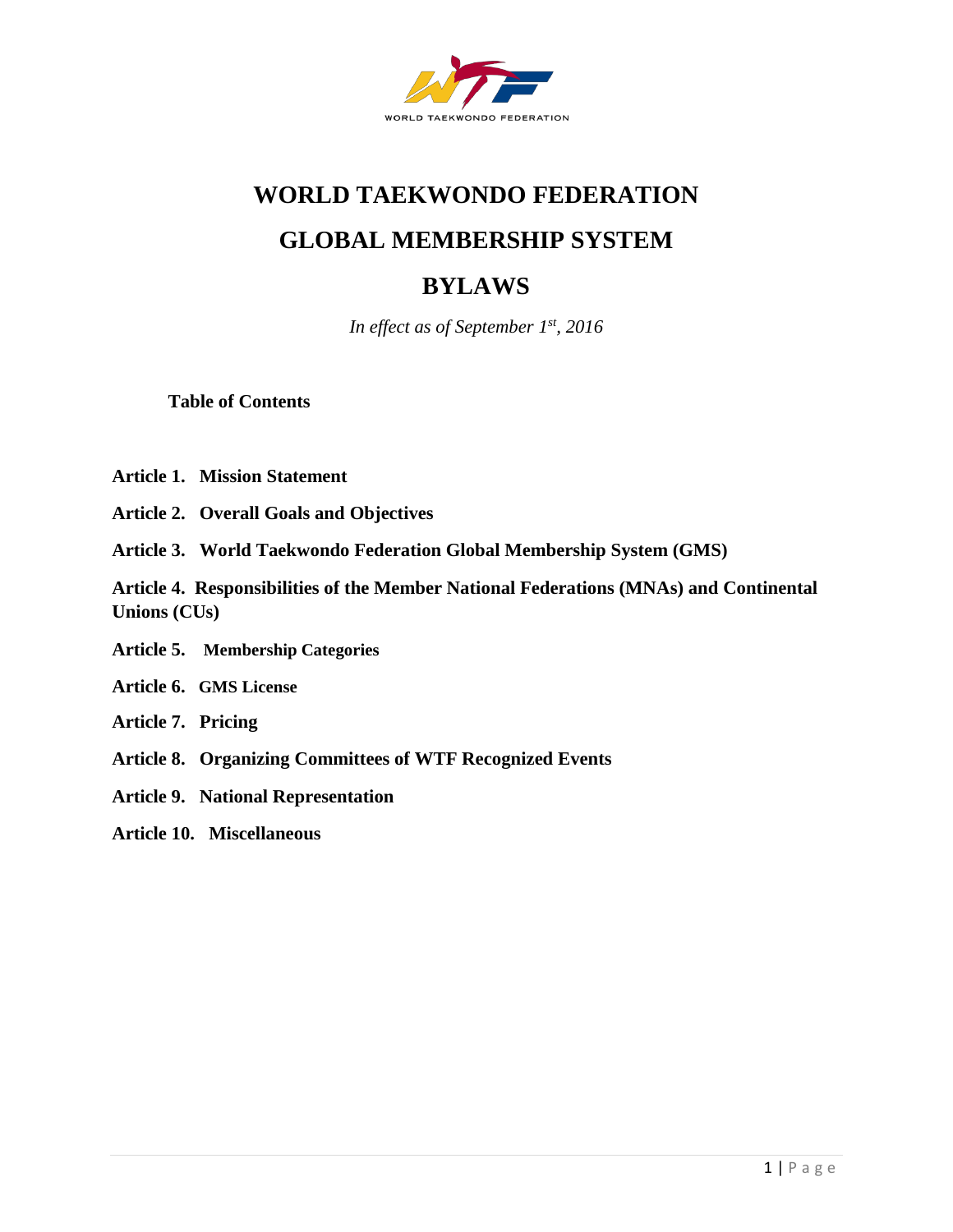WORLD TAEKWONDO FEDERATION

# WORLD TAEKWONDO FEDERATION

# GLOBAL MEMBERSHIP SYSTEM

# BYLAWS

*In effect as of September 1st, 2016*

**Table of Contents**

**Article 1. Mission Statement**

**Article 2. Overall Goals and Objectives**

**Article 3. World Taekwondo Federation Global Membership System (GMS)**

**Article 4. Responsibilities of the Member National Federations (MNAs) and Continental Unions (CUs)**

**Article 5. Membership Categories**

**Article 6. GMS License**

**Article 7. Pricing**

**Article 8. Organizing Committees of WTF Recognized Events**

**Article 9. National Representation**

**Article 10. Miscellaneous**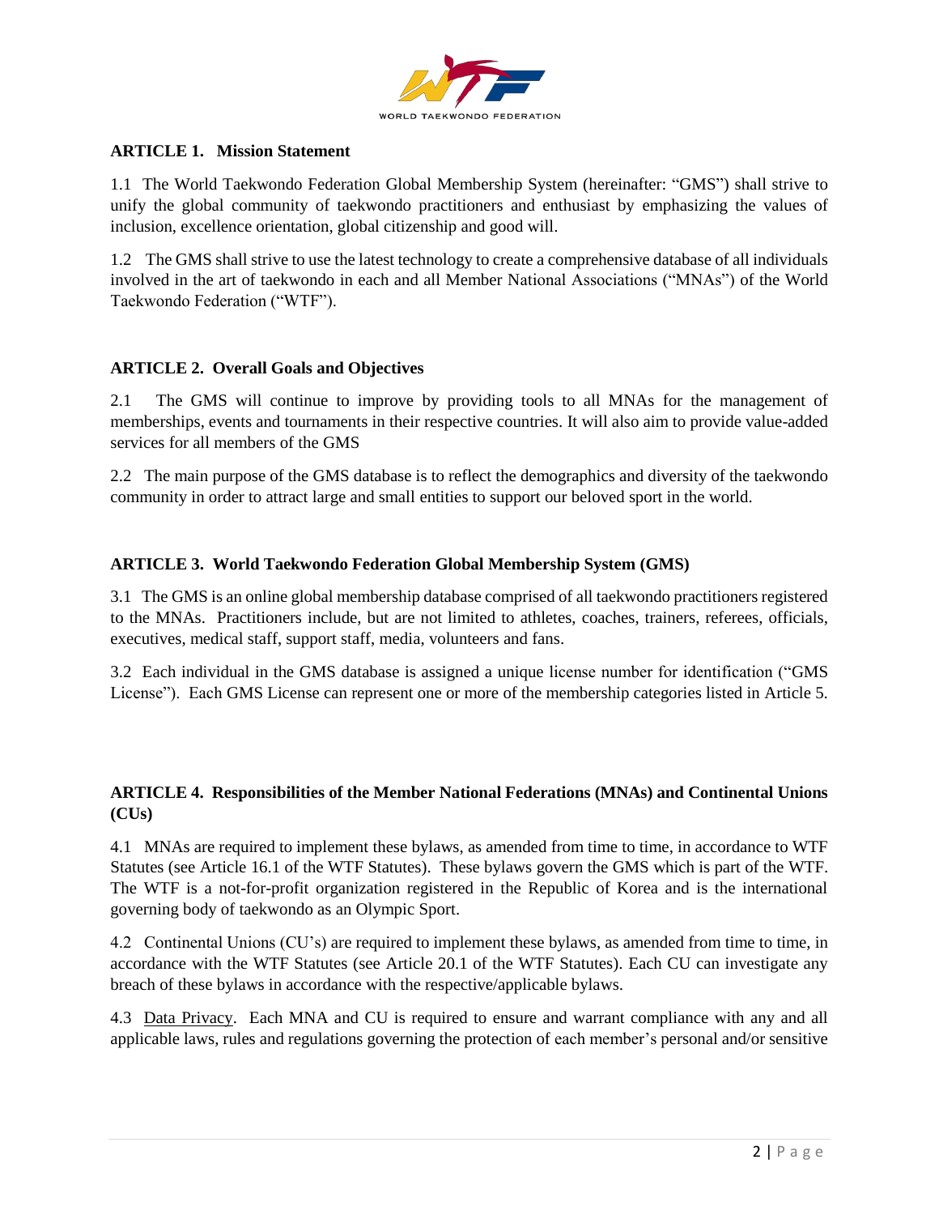**ARTICLE 1. Mission Statement**

1.1 The World Taekwondo Federation Global Membership System (hereinafter: "GMS") shall strive to unify the global community of taekwondo practitioners and enthusiast by emphasizing the values of inclusion, excellence orientation, global citizenship and good will.

1.2 The GMS shall strive to use the latest technology to create a comprehensive database of all individuals involved in the art of taekwondo in each and all Member National Associations ("MNAs") of the World Taekwondo Federation ("WTF").

**ARTICLE 2. Overall Goals and Objectives**

2.1 The GMS will continue to improve by providing tools to all MNAs for the management of memberships, events and tournaments in their respective countries. It will also aim to provide value-added services for all members of the GMS

2.2 The main purpose of the GMS database is to reflect the demographics and diversity of the taekwondo community in order to attract large and small entities to support our beloved sport in the world.

**ARTICLE 3. World Taekwondo Federation Global Membership System (GMS)**

3.1 The GMS is an online global membership database comprised of all taekwondo practitioners registered to the MNAs. Practitioners include, but are not limited to athletes, coaches, trainers, referees, officials, executives, medical staff, support staff, media, volunteers and fans.

3.2 Each individual in the GMS database is assigned a unique license number for identification ("GMS License"). Each GMS License can represent one or more of the membership categories listed in Article 5.

**ARTICLE 4. Responsibilities of the Member National Federations (MNAs) and Continental Unions (CUs)**

4.1 MNAs are required to implement these bylaws, as amended from time to time, in accordance to WTF Statutes (see Article 16.1 of the WTF Statutes). These bylaws govern the GMS which is part of the WTF. The WTF is a not-for-profit organization registered in the Republic of Korea and is the international governing body of taekwondo as an Olympic Sport.

4.2 Continental Unions (CU's) are required to implement these bylaws, as amended from time to time, in accordance with the WTF Statutes (see Article 20.1 of the WTF Statutes). Each CU can investigate any breach of these bylaws in accordance with the respective/applicable bylaws.

4.3 Data Privacy. Each MNA and CU is required to ensure and warrant compliance with any and all applicable laws, rules and regulations governing the protection of each member's personal and/or sensitive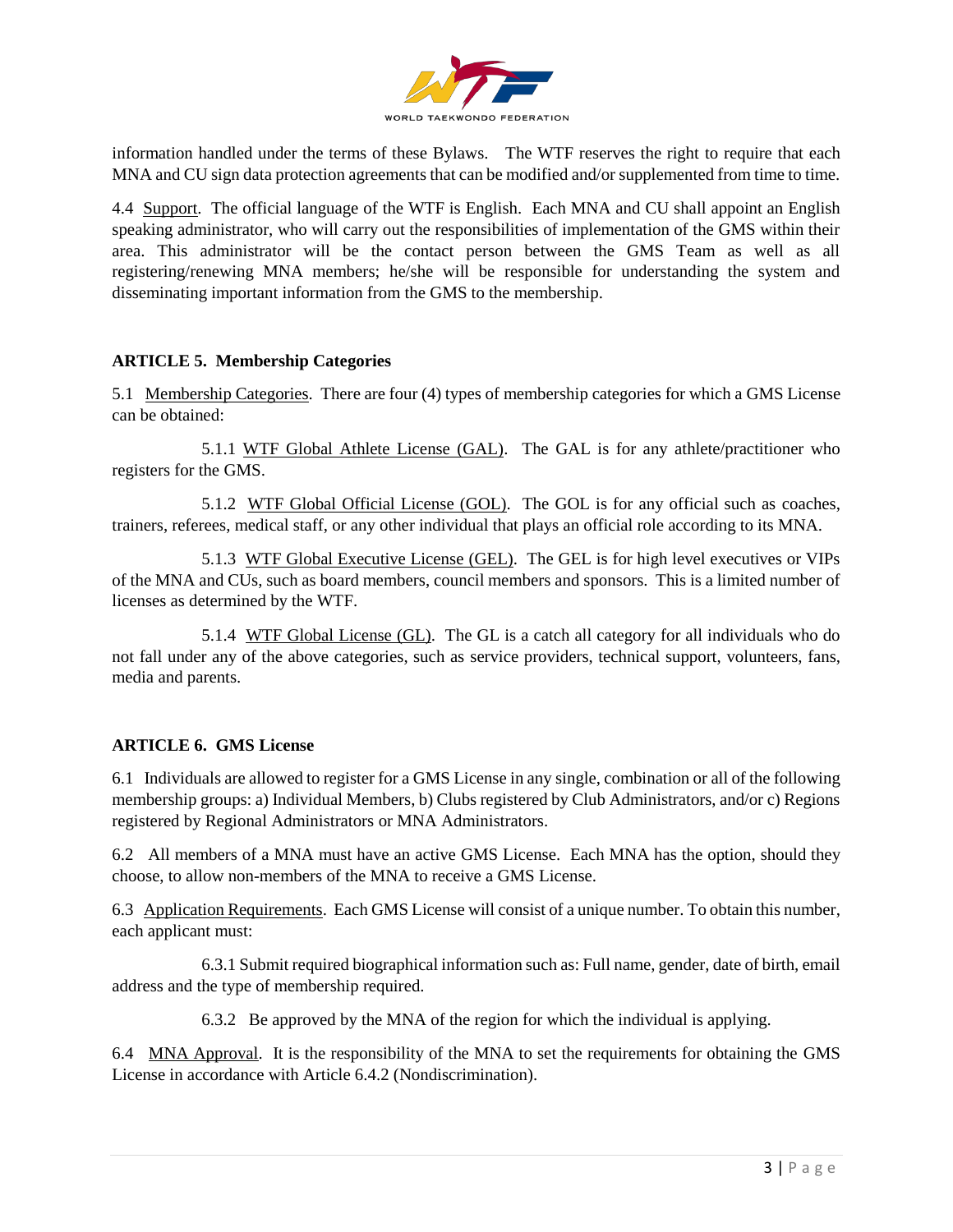information handled under the terms of these Bylaws. The WTF reserves the right to require that each MNA and CU sign data protection agreements that can be modified and/or supplemented from time to time.

4.4 Support. The official language of the WTF is English. Each MNA and CU shall appoint an English speaking administrator, who will carry out the responsibilities of implementation of the GMS within their area. This administrator will be the contact person between the GMS Team as well as all registering/renewing MNA members; he/she will be responsible for understanding the system and disseminating important information from the GMS to the membership.

**ARTICLE 5. Membership Categories**

5.1 Membership Categories. There are four (4) types of membership categories for which a GMS License can be obtained:

5.1.1 WTF Global Athlete License (GAL). The GAL is for any athlete/practitioner who registers for the GMS.

5.1.2 WTF Global Official License (GOL). The GOL is for any official such as coaches, trainers, referees, medical staff, or any other individual that plays an official role according to its MNA.

5.1.3 WTF Global Executive License (GEL). The GEL is for high level executives or VIPs of the MNA and CUs, such as board members, council members and sponsors. This is a limited number of licenses as determined by the WTF.

5.1.4 WTF Global License (GL). The GL is a catch all category for all individuals who do not fall under any of the above categories, such as service providers, technical support, volunteers, fans, media and parents.

**ARTICLE 6. GMS License**

6.1 Individuals are allowed to register for a GMS License in any single, combination or all of the following membership groups: a) Individual Members, b) Clubs registered by Club Administrators, and/or c) Regions registered by Regional Administrators or MNA Administrators.

6.2 All members of a MNA must have an active GMS License. Each MNA has the option, should they choose, to allow non-members of the MNA to receive a GMS License.

6.3 Application Requirements. Each GMS License will consist of a unique number. To obtain this number, each applicant must:

6.3.1 Submit required biographical information such as: Full name, gender, date of birth, email address and the type of membership required.

6.3.2 Be approved by the MNA of the region for which the individual is applying.

6.4 MNA Approval. It is the responsibility of the MNA to set the requirements for obtaining the GMS License in accordance with Article 6.4.2 (Nondiscrimination).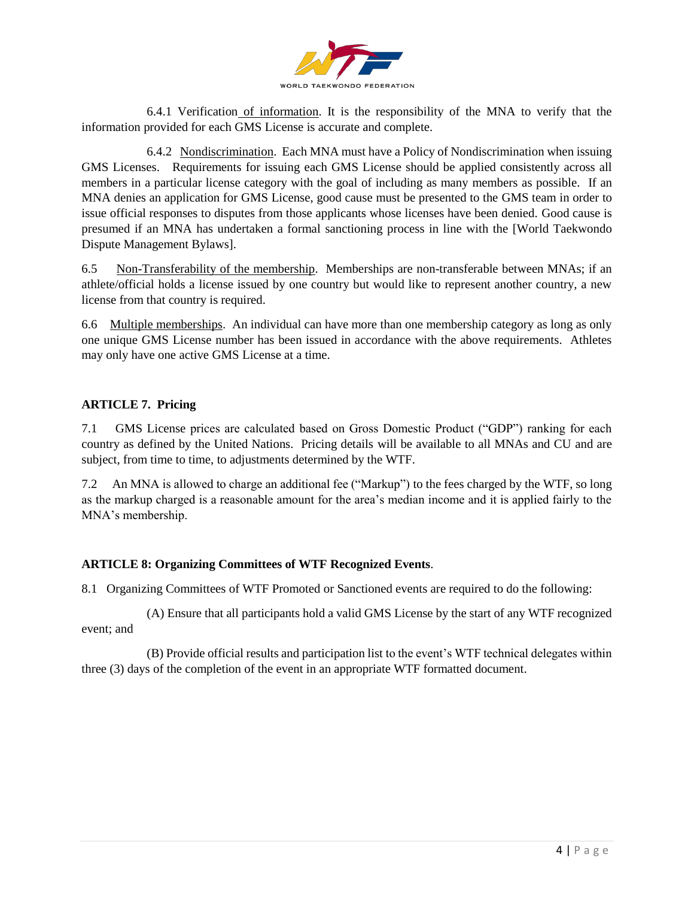6.4.1 Verification of information. It is the responsibility of the MNA to verify that the information provided for each GMS License is accurate and complete.

6.4.2 Nondiscrimination. Each MNA must have a Policy of Nondiscrimination when issuing GMS Licenses. Requirements for issuing each GMS License should be applied consistently across all members in a particular license category with the goal of including as many members as possible. If an MNA denies an application for GMS License, good cause must be presented to the GMS team in order to issue official responses to disputes from those applicants whose licenses have been denied. Good cause is presumed if an MNA has undertaken a formal sanctioning process in line with the [World Taekwondo Dispute Management Bylaws].

6.5 Non-Transferability of the membership. Memberships are non-transferable between MNAs; if an athlete/official holds a license issued by one country but would like to represent another country, a new license from that country is required.

6.6 Multiple memberships. An individual can have more than one membership category as long as only one unique GMS License number has been issued in accordance with the above requirements. Athletes may only have one active GMS License at a time.

**ARTICLE 7. Pricing**

7.1 GMS License prices are calculated based on Gross Domestic Product ("GDP") ranking for each country as defined by the United Nations. Pricing details will be available to all MNAs and CU and are subject, from time to time, to adjustments determined by the WTF.

7.2 An MNA is allowed to charge an additional fee ("Markup") to the fees charged by the WTF, so long as the markup charged is a reasonable amount for the area's median income and it is applied fairly to the MNA's membership.

**ARTICLE 8: Organizing Committees of WTF Recognized Events.**

8.1 Organizing Committees of WTF Promoted or Sanctioned events are required to do the following:

(A) Ensure that all participants hold a valid GMS License by the start of any WTF recognized event; and

(B) Provide official results and participation list to the event's WTF technical delegates within three (3) days of the completion of the event in an appropriate WTF formatted document.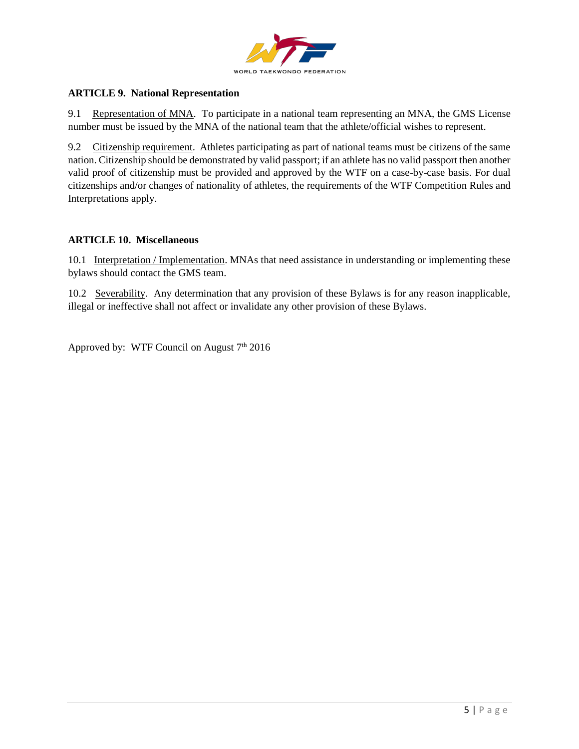### ARTICLE 9. National Representation

9.1 Representation of MNA. To participate in a national team representing an MNA, the GMS License number must be issued by the MNA of the national team that the athlete/official wishes to represent.

9.2 Citizenship requirement. Athletes participating as part of national teams must be citizens of the same nation. Citizenship should be demonstrated by valid passport; if an athlete has no valid passport then another valid proof of citizenship must be provided and approved by the WTF on a case-by-case basis. For dual citizenships and/or changes of nationality of athletes, the requirements of the WTF Competition Rules and Interpretations apply.

### ARTICLE 10. Miscellaneous

10.1 Interpretation / Implementation. MNAs that need assistance in understanding or implementing these bylaws should contact the GMS team.

10.2 Severability. Any determination that any provision of these Bylaws is for any reason inapplicable, illegal or ineffective shall not affect or invalidate any other provision of these Bylaws.

Approved by: WTF Council on August 7th 2016